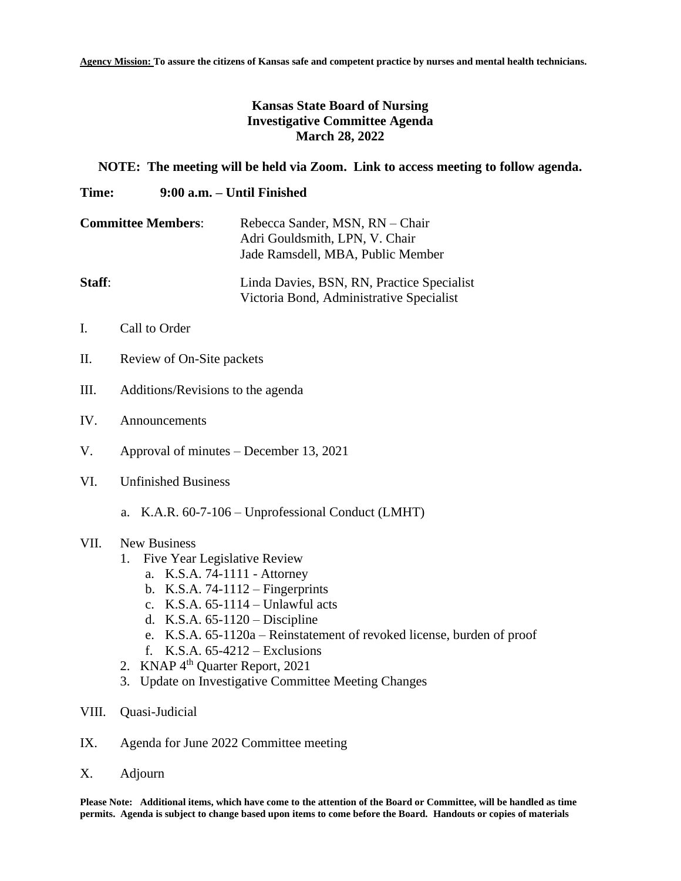**Agency Mission:** **To assure the citizens of Kansas safe and competent practice by nurses and mental health technicians.**

# Kansas State Board of Nursing
## Investigative Committee Agenda
## March 28, 2022

**NOTE: The meeting will be held via Zoom. Link to access meeting to follow agenda.**

**Time:** **9:00 a.m. – Until Finished**

**Committee Members**: Rebecca Sander, MSN, RN – Chair
Adri Gouldsmith, LPN, V. Chair
Jade Ramsdell, MBA, Public Member

**Staff**: Linda Davies, BSN, RN, Practice Specialist
Victoria Bond, Administrative Specialist

I. Call to Order

II. Review of On-Site packets

III. Additions/Revisions to the agenda

IV. Announcements

V. Approval of minutes – December 13, 2021

VI. Unfinished Business

   a. K.A.R. 60-7-106 – Unprofessional Conduct (LMHT)

VII. New Business
   1. Five Year Legislative Review
      a. K.S.A. 74-1111 - Attorney
      b. K.S.A. 74-1112 – Fingerprints
      c. K.S.A. 65-1114 – Unlawful acts
      d. K.S.A. 65-1120 – Discipline
      e. K.S.A. 65-1120a – Reinstatement of revoked license, burden of proof
      f. K.S.A. 65-4212 – Exclusions
   2. KNAP 4th Quarter Report, 2021
   3. Update on Investigative Committee Meeting Changes

VIII. Quasi-Judicial

IX. Agenda for June 2022 Committee meeting

X. Adjourn

**Please Note: Additional items, which have come to the attention of the Board or Committee, will be handled as time permits. Agenda is subject to change based upon items to come before the Board. Handouts or copies of materials**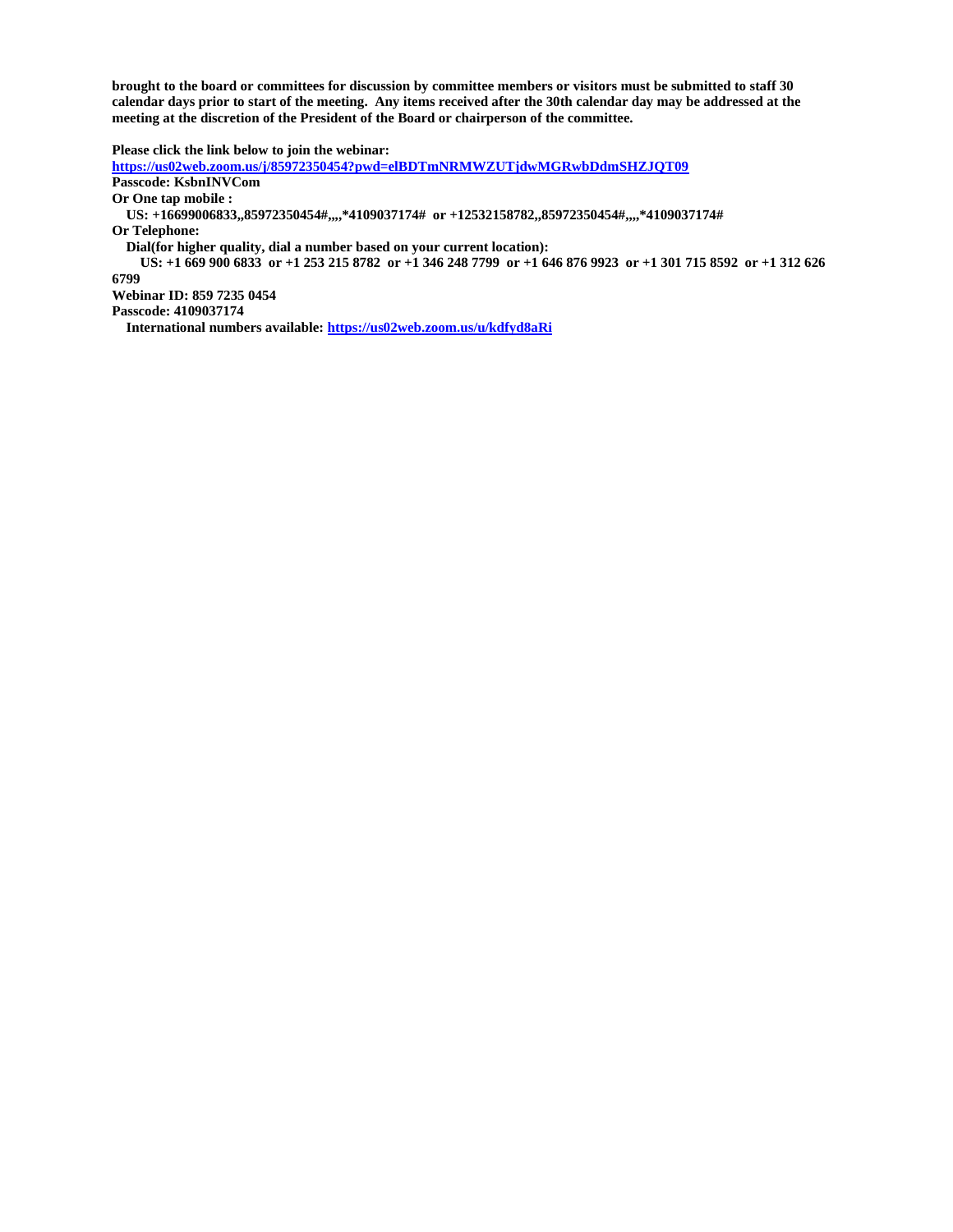**brought to the board or committees for discussion by committee members or visitors must be submitted to staff 30 calendar days prior to start of the meeting. Any items received after the 30th calendar day may be addressed at the meeting at the discretion of the President of the Board or chairperson of the committee.**

**Please click the link below to join the webinar:**
**https://us02web.zoom.us/j/85972350454?pwd=elBDTmNRMWZUTjdwMGRwbDdmSHZJQT09**
**Passcode: KsbnINVCom**
**Or One tap mobile :**
**US: +16699006833,,85972350454#,,,,*4109037174# or +12532158782,,85972350454#,,,,*4109037174#**
**Or Telephone:**
**Dial(for higher quality, dial a number based on your current location):**
**US: +1 669 900 6833 or +1 253 215 8782 or +1 346 248 7799 or +1 646 876 9923 or +1 301 715 8592 or +1 312 626 6799**
**Webinar ID: 859 7235 0454**
**Passcode: 4109037174**
**International numbers available: https://us02web.zoom.us/u/kdfyd8aRi**